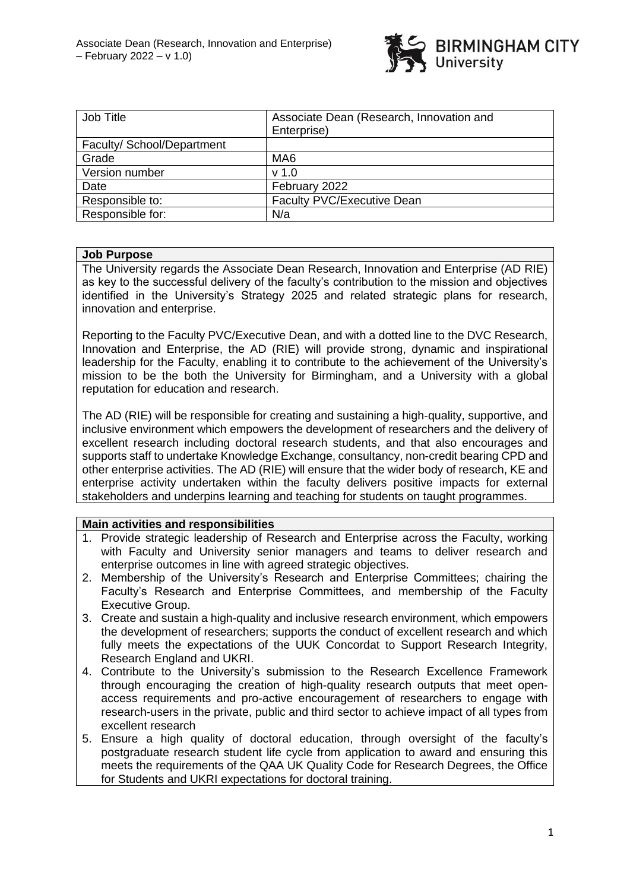| Job Title | Associate Dean (Research, Innovation and Enterprise) |
|---|---|
| Faculty/ School/Department | |
| Grade | MA6 |
| Version number | v 1.0 |
| Date | February 2022 |
| Responsible to: | Faculty PVC/Executive Dean |
| Responsible for: | N/a |

## Job Purpose

The University regards the Associate Dean Research, Innovation and Enterprise (AD RIE) as key to the successful delivery of the faculty's contribution to the mission and objectives identified in the University's Strategy 2025 and related strategic plans for research, innovation and enterprise.

Reporting to the Faculty PVC/Executive Dean, and with a dotted line to the DVC Research, Innovation and Enterprise, the AD (RIE) will provide strong, dynamic and inspirational leadership for the Faculty, enabling it to contribute to the achievement of the University's mission to be the both the University for Birmingham, and a University with a global reputation for education and research.

The AD (RIE) will be responsible for creating and sustaining a high-quality, supportive, and inclusive environment which empowers the development of researchers and the delivery of excellent research including doctoral research students, and that also encourages and supports staff to undertake Knowledge Exchange, consultancy, non-credit bearing CPD and other enterprise activities. The AD (RIE) will ensure that the wider body of research, KE and enterprise activity undertaken within the faculty delivers positive impacts for external stakeholders and underpins learning and teaching for students on taught programmes.

## Main activities and responsibilities

1. Provide strategic leadership of Research and Enterprise across the Faculty, working with Faculty and University senior managers and teams to deliver research and enterprise outcomes in line with agreed strategic objectives.
2. Membership of the University's Research and Enterprise Committees; chairing the Faculty's Research and Enterprise Committees, and membership of the Faculty Executive Group.
3. Create and sustain a high-quality and inclusive research environment, which empowers the development of researchers; supports the conduct of excellent research and which fully meets the expectations of the UUK Concordat to Support Research Integrity, Research England and UKRI.
4. Contribute to the University's submission to the Research Excellence Framework through encouraging the creation of high-quality research outputs that meet open-access requirements and pro-active encouragement of researchers to engage with research-users in the private, public and third sector to achieve impact of all types from excellent research
5. Ensure a high quality of doctoral education, through oversight of the faculty's postgraduate research student life cycle from application to award and ensuring this meets the requirements of the QAA UK Quality Code for Research Degrees, the Office for Students and UKRI expectations for doctoral training.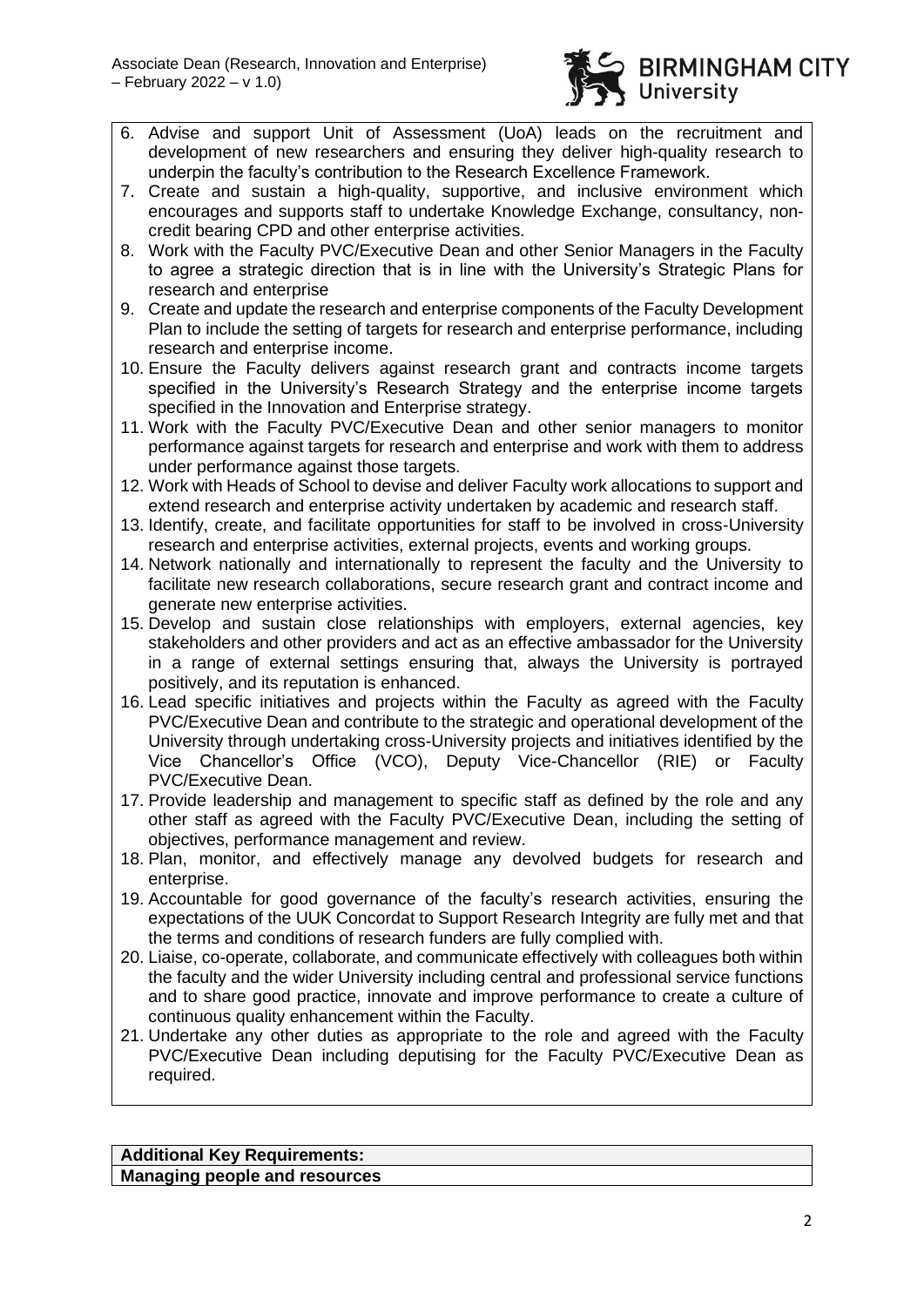6. Advise and support Unit of Assessment (UoA) leads on the recruitment and development of new researchers and ensuring they deliver high-quality research to underpin the faculty's contribution to the Research Excellence Framework.
7. Create and sustain a high-quality, supportive, and inclusive environment which encourages and supports staff to undertake Knowledge Exchange, consultancy, non-credit bearing CPD and other enterprise activities.
8. Work with the Faculty PVC/Executive Dean and other Senior Managers in the Faculty to agree a strategic direction that is in line with the University's Strategic Plans for research and enterprise
9. Create and update the research and enterprise components of the Faculty Development Plan to include the setting of targets for research and enterprise performance, including research and enterprise income.
10. Ensure the Faculty delivers against research grant and contracts income targets specified in the University's Research Strategy and the enterprise income targets specified in the Innovation and Enterprise strategy.
11. Work with the Faculty PVC/Executive Dean and other senior managers to monitor performance against targets for research and enterprise and work with them to address under performance against those targets.
12. Work with Heads of School to devise and deliver Faculty work allocations to support and extend research and enterprise activity undertaken by academic and research staff.
13. Identify, create, and facilitate opportunities for staff to be involved in cross-University research and enterprise activities, external projects, events and working groups.
14. Network nationally and internationally to represent the faculty and the University to facilitate new research collaborations, secure research grant and contract income and generate new enterprise activities.
15. Develop and sustain close relationships with employers, external agencies, key stakeholders and other providers and act as an effective ambassador for the University in a range of external settings ensuring that, always the University is portrayed positively, and its reputation is enhanced.
16. Lead specific initiatives and projects within the Faculty as agreed with the Faculty PVC/Executive Dean and contribute to the strategic and operational development of the University through undertaking cross-University projects and initiatives identified by the Vice Chancellor's Office (VCO), Deputy Vice-Chancellor (RIE) or Faculty PVC/Executive Dean.
17. Provide leadership and management to specific staff as defined by the role and any other staff as agreed with the Faculty PVC/Executive Dean, including the setting of objectives, performance management and review.
18. Plan, monitor, and effectively manage any devolved budgets for research and enterprise.
19. Accountable for good governance of the faculty's research activities, ensuring the expectations of the UUK Concordat to Support Research Integrity are fully met and that the terms and conditions of research funders are fully complied with.
20. Liaise, co-operate, collaborate, and communicate effectively with colleagues both within the faculty and the wider University including central and professional service functions and to share good practice, innovate and improve performance to create a culture of continuous quality enhancement within the Faculty.
21. Undertake any other duties as appropriate to the role and agreed with the Faculty PVC/Executive Dean including deputising for the Faculty PVC/Executive Dean as required.

**Additional Key Requirements:**

**Managing people and resources**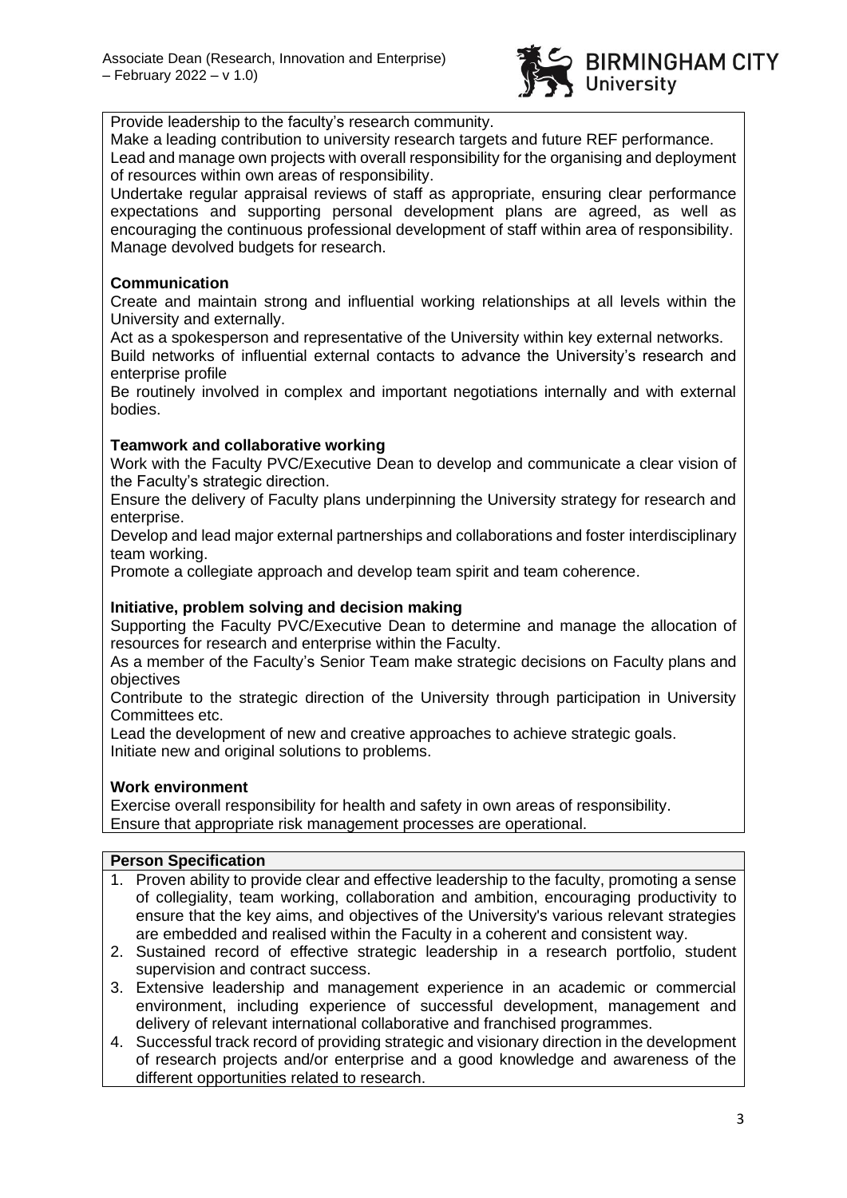Provide leadership to the faculty's research community.
Make a leading contribution to university research targets and future REF performance.
Lead and manage own projects with overall responsibility for the organising and deployment of resources within own areas of responsibility.
Undertake regular appraisal reviews of staff as appropriate, ensuring clear performance expectations and supporting personal development plans are agreed, as well as encouraging the continuous professional development of staff within area of responsibility.
Manage devolved budgets for research.

**Communication**

Create and maintain strong and influential working relationships at all levels within the University and externally.
Act as a spokesperson and representative of the University within key external networks.
Build networks of influential external contacts to advance the University's research and enterprise profile
Be routinely involved in complex and important negotiations internally and with external bodies.

**Teamwork and collaborative working**

Work with the Faculty PVC/Executive Dean to develop and communicate a clear vision of the Faculty's strategic direction.
Ensure the delivery of Faculty plans underpinning the University strategy for research and enterprise.
Develop and lead major external partnerships and collaborations and foster interdisciplinary team working.
Promote a collegiate approach and develop team spirit and team coherence.

**Initiative, problem solving and decision making**

Supporting the Faculty PVC/Executive Dean to determine and manage the allocation of resources for research and enterprise within the Faculty.
As a member of the Faculty's Senior Team make strategic decisions on Faculty plans and objectives
Contribute to the strategic direction of the University through participation in University Committees etc.
Lead the development of new and creative approaches to achieve strategic goals.
Initiate new and original solutions to problems.

**Work environment**

Exercise overall responsibility for health and safety in own areas of responsibility.
Ensure that appropriate risk management processes are operational.

**Person Specification**

1. Proven ability to provide clear and effective leadership to the faculty, promoting a sense of collegiality, team working, collaboration and ambition, encouraging productivity to ensure that the key aims, and objectives of the University's various relevant strategies are embedded and realised within the Faculty in a coherent and consistent way.
2. Sustained record of effective strategic leadership in a research portfolio, student supervision and contract success.
3. Extensive leadership and management experience in an academic or commercial environment, including experience of successful development, management and delivery of relevant international collaborative and franchised programmes.
4. Successful track record of providing strategic and visionary direction in the development of research projects and/or enterprise and a good knowledge and awareness of the different opportunities related to research.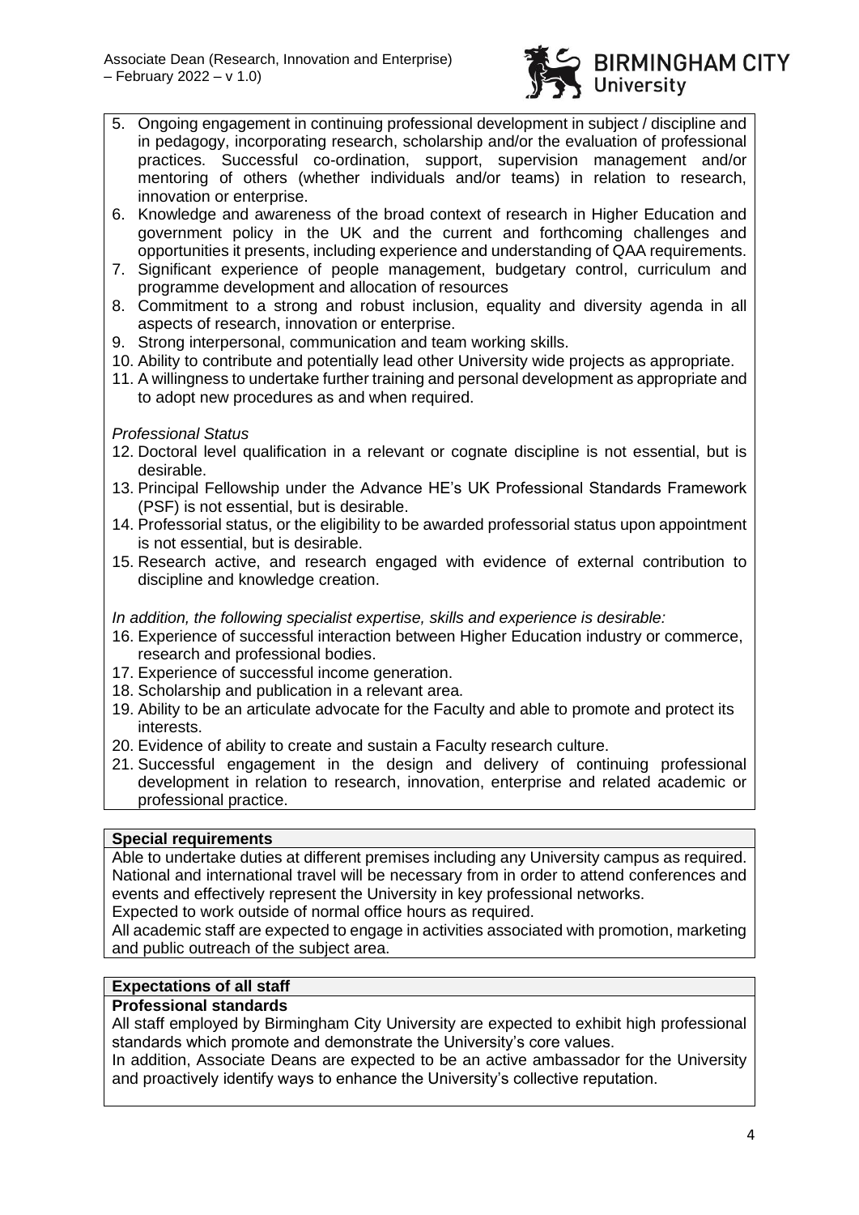5. Ongoing engagement in continuing professional development in subject / discipline and in pedagogy, incorporating research, scholarship and/or the evaluation of professional practices. Successful co-ordination, support, supervision management and/or mentoring of others (whether individuals and/or teams) in relation to research, innovation or enterprise.
6. Knowledge and awareness of the broad context of research in Higher Education and government policy in the UK and the current and forthcoming challenges and opportunities it presents, including experience and understanding of QAA requirements.
7. Significant experience of people management, budgetary control, curriculum and programme development and allocation of resources
8. Commitment to a strong and robust inclusion, equality and diversity agenda in all aspects of research, innovation or enterprise.
9. Strong interpersonal, communication and team working skills.
10. Ability to contribute and potentially lead other University wide projects as appropriate.
11. A willingness to undertake further training and personal development as appropriate and to adopt new procedures as and when required.

*Professional Status*

12. Doctoral level qualification in a relevant or cognate discipline is not essential, but is desirable.
13. Principal Fellowship under the Advance HE's UK Professional Standards Framework (PSF) is not essential, but is desirable.
14. Professorial status, or the eligibility to be awarded professorial status upon appointment is not essential, but is desirable.
15. Research active, and research engaged with evidence of external contribution to discipline and knowledge creation.

*In addition, the following specialist expertise, skills and experience is desirable:*

16. Experience of successful interaction between Higher Education industry or commerce, research and professional bodies.
17. Experience of successful income generation.
18. Scholarship and publication in a relevant area.
19. Ability to be an articulate advocate for the Faculty and able to promote and protect its interests.
20. Evidence of ability to create and sustain a Faculty research culture.
21. Successful engagement in the design and delivery of continuing professional development in relation to research, innovation, enterprise and related academic or professional practice.

**Special requirements**

Able to undertake duties at different premises including any University campus as required. National and international travel will be necessary from in order to attend conferences and events and effectively represent the University in key professional networks.
Expected to work outside of normal office hours as required.
All academic staff are expected to engage in activities associated with promotion, marketing and public outreach of the subject area.

**Expectations of all staff**

**Professional standards**

All staff employed by Birmingham City University are expected to exhibit high professional standards which promote and demonstrate the University's core values.
In addition, Associate Deans are expected to be an active ambassador for the University and proactively identify ways to enhance the University's collective reputation.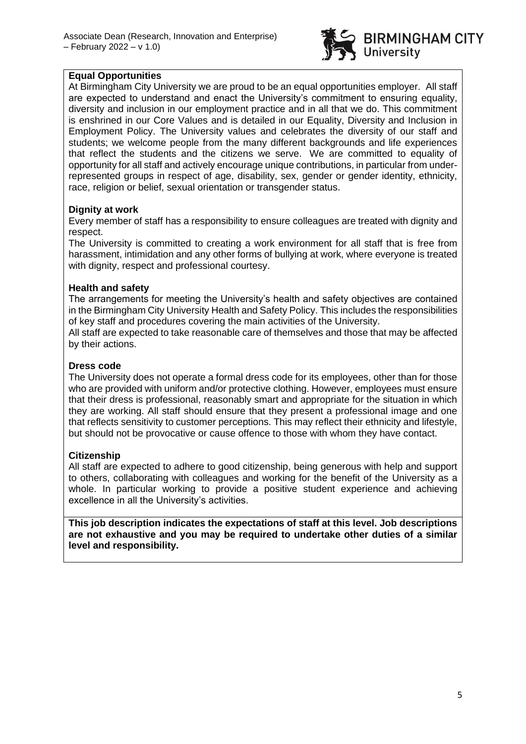**Equal Opportunities**

At Birmingham City University we are proud to be an equal opportunities employer. All staff are expected to understand and enact the University's commitment to ensuring equality, diversity and inclusion in our employment practice and in all that we do. This commitment is enshrined in our Core Values and is detailed in our Equality, Diversity and Inclusion in Employment Policy. The University values and celebrates the diversity of our staff and students; we welcome people from the many different backgrounds and life experiences that reflect the students and the citizens we serve. We are committed to equality of opportunity for all staff and actively encourage unique contributions, in particular from under-represented groups in respect of age, disability, sex, gender or gender identity, ethnicity, race, religion or belief, sexual orientation or transgender status.

**Dignity at work**

Every member of staff has a responsibility to ensure colleagues are treated with dignity and respect.

The University is committed to creating a work environment for all staff that is free from harassment, intimidation and any other forms of bullying at work, where everyone is treated with dignity, respect and professional courtesy.

**Health and safety**

The arrangements for meeting the University's health and safety objectives are contained in the Birmingham City University Health and Safety Policy. This includes the responsibilities of key staff and procedures covering the main activities of the University.

All staff are expected to take reasonable care of themselves and those that may be affected by their actions.

**Dress code**

The University does not operate a formal dress code for its employees, other than for those who are provided with uniform and/or protective clothing. However, employees must ensure that their dress is professional, reasonably smart and appropriate for the situation in which they are working. All staff should ensure that they present a professional image and one that reflects sensitivity to customer perceptions. This may reflect their ethnicity and lifestyle, but should not be provocative or cause offence to those with whom they have contact.

**Citizenship**

All staff are expected to adhere to good citizenship, being generous with help and support to others, collaborating with colleagues and working for the benefit of the University as a whole. In particular working to provide a positive student experience and achieving excellence in all the University's activities.

**This job description indicates the expectations of staff at this level. Job descriptions are not exhaustive and you may be required to undertake other duties of a similar level and responsibility.**